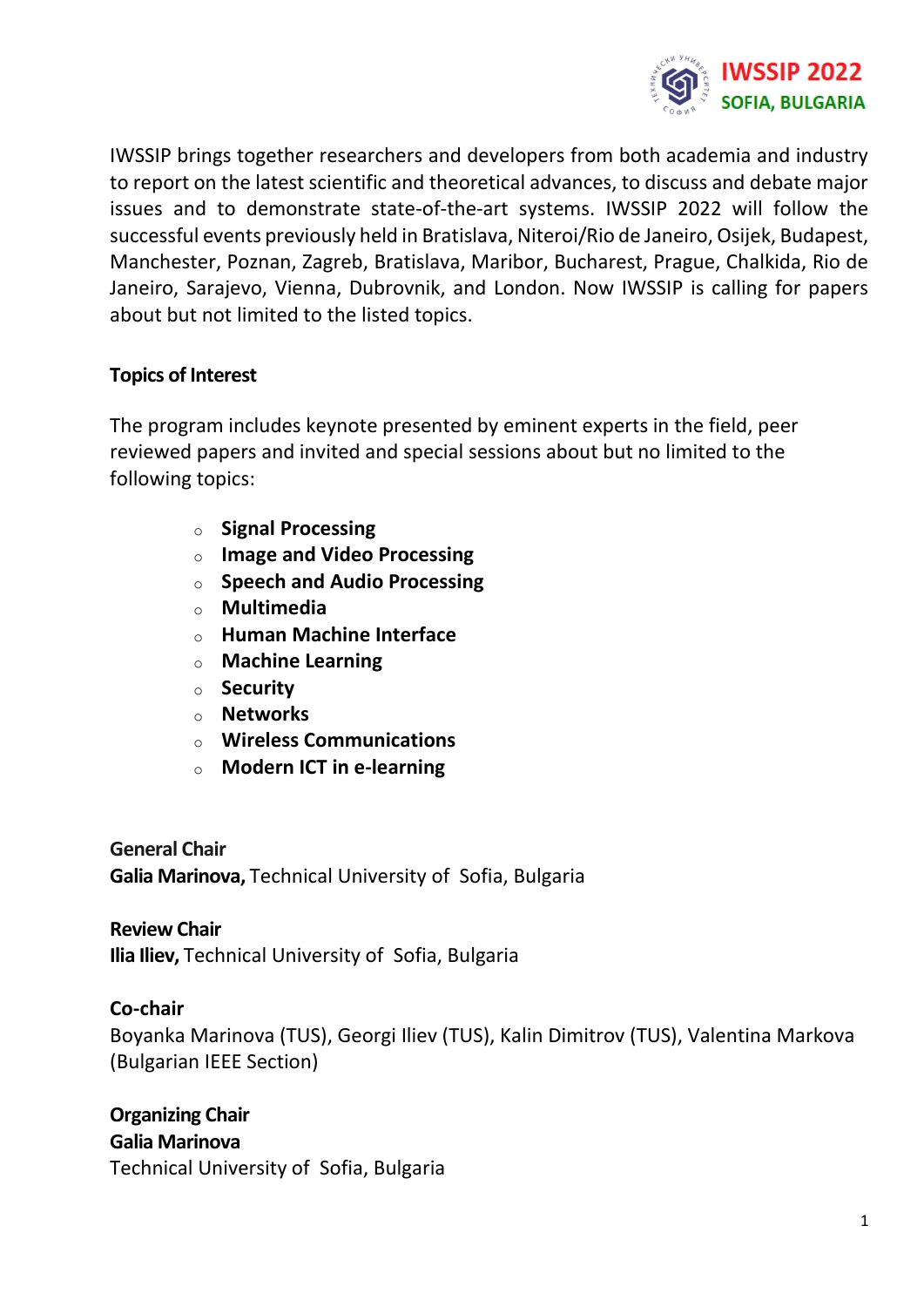IWSSIP 2022
SOFIA, BULGARIA

IWSSIP brings together researchers and developers from both academia and industry to report on the latest scientific and theoretical advances, to discuss and debate major issues and to demonstrate state-of-the-art systems. IWSSIP 2022 will follow the successful events previously held in Bratislava, Niteroi/Rio de Janeiro, Osijek, Budapest, Manchester, Poznan, Zagreb, Bratislava, Maribor, Bucharest, Prague, Chalkida, Rio de Janeiro, Sarajevo, Vienna, Dubrovnik, and London. Now IWSSIP is calling for papers about but not limited to the listed topics.

## Topics of Interest

The program includes keynote presented by eminent experts in the field, peer reviewed papers and invited and special sessions about but no limited to the following topics:

- **Signal Processing**
- **Image and Video Processing**
- **Speech and Audio Processing**
- **Multimedia**
- **Human Machine Interface**
- **Machine Learning**
- **Security**
- **Networks**
- **Wireless Communications**
- **Modern ICT in e-learning**

**General Chair**
**Galia Marinova,** Technical University of Sofia, Bulgaria

**Review Chair**
**Ilia Iliev,** Technical University of Sofia, Bulgaria

**Co-chair**
Boyanka Marinova (TUS), Georgi Iliev (TUS), Kalin Dimitrov (TUS), Valentina Markova (Bulgarian IEEE Section)

**Organizing Chair**
**Galia Marinova**
Technical University of Sofia, Bulgaria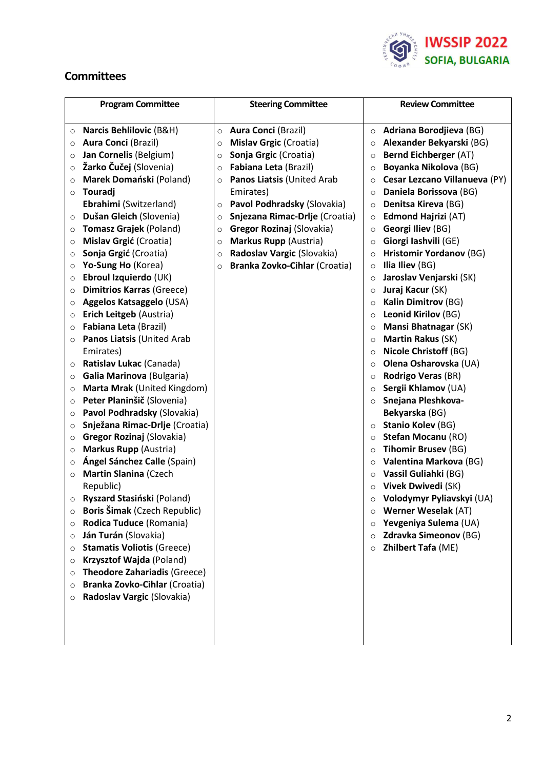## Committees

| Program Committee | Steering Committee | Review Committee |
|---|---|---|
| <ul><li>**Narcis Behlilovic** (B&H)</li><li>**Aura Conci** (Brazil)</li><li>**Jan Cornelis** (Belgium)</li><li>**Žarko Čučej** (Slovenia)</li><li>**Marek Domański** (Poland)</li><li>**Touradj Ebrahimi** (Switzerland)</li><li>**Dušan Gleich** (Slovenia)</li><li>**Tomasz Grajek** (Poland)</li><li>**Mislav Grgić** (Croatia)</li><li>**Sonja Grgić** (Croatia)</li><li>**Yo-Sung Ho** (Korea)</li><li>**Ebroul Izquierdo** (UK)</li><li>**Dimitrios Karras** (Greece)</li><li>**Aggelos Katsaggelo** (USA)</li><li>**Erich Leitgeb** (Austria)</li><li>**Fabiana Leta** (Brazil)</li><li>**Panos Liatsis** (United Arab Emirates)</li><li>**Ratislav Lukac** (Canada)</li><li>**Galia Marinova** (Bulgaria)</li><li>**Marta Mrak** (United Kingdom)</li><li>**Peter Planinšič** (Slovenia)</li><li>**Pavol Podhradsky** (Slovakia)</li><li>**Snježana Rimac-Drlje** (Croatia)</li><li>**Gregor Rozinaj** (Slovakia)</li><li>**Markus Rupp** (Austria)</li><li>**Ángel Sánchez Calle** (Spain)</li><li>**Martin Slanina** (Czech Republic)</li><li>**Ryszard Stasiński** (Poland)</li><li>**Boris Šimak** (Czech Republic)</li><li>**Rodica Tuduce** (Romania)</li><li>**Ján Turán** (Slovakia)</li><li>**Stamatis Voliotis** (Greece)</li><li>**Krzysztof Wajda** (Poland)</li><li>**Theodore Zahariadis** (Greece)</li><li>**Branka Zovko-Cihlar** (Croatia)</li><li>**Radoslav Vargic** (Slovakia)</li></ul> | <ul><li>**Aura Conci** (Brazil)</li><li>**Mislav Grgic** (Croatia)</li><li>**Sonja Grgic** (Croatia)</li><li>**Fabiana Leta** (Brazil)</li><li>**Panos Liatsis** (United Arab Emirates)</li><li>**Pavol Podhradsky** (Slovakia)</li><li>**Snjezana Rimac-Drlje** (Croatia)</li><li>**Gregor Rozinaj** (Slovakia)</li><li>**Markus Rupp** (Austria)</li><li>**Radoslav Vargic** (Slovakia)</li><li>**Branka Zovko-Cihlar** (Croatia)</li></ul> | <ul><li>**Adriana Borodjieva** (BG)</li><li>**Alexander Bekyarski** (BG)</li><li>**Bernd Eichberger** (AT)</li><li>**Boyanka Nikolova** (BG)</li><li>**Cesar Lezcano Villanueva** (PY)</li><li>**Daniela Borissova** (BG)</li><li>**Denitsa Kireva** (BG)</li><li>**Edmond Hajrizi** (AT)</li><li>**Georgi Iliev** (BG)</li><li>**Giorgi Iashvili** (GE)</li><li>**Hristomir Yordanov** (BG)</li><li>**Ilia Iliev** (BG)</li><li>**Jaroslav Venjarski** (SK)</li><li>**Juraj Kacur** (SK)</li><li>**Kalin Dimitrov** (BG)</li><li>**Leonid Kirilov** (BG)</li><li>**Mansi Bhatnagar** (SK)</li><li>**Martin Rakus** (SK)</li><li>**Nicole Christoff** (BG)</li><li>**Olena Osharovska** (UA)</li><li>**Rodrigo Veras** (BR)</li><li>**Sergii Khlamov** (UA)</li><li>**Snejana Pleshkova-Bekyarska** (BG)</li><li>**Stanio Kolev** (BG)</li><li>**Stefan Mocanu** (RO)</li><li>**Tihomir Brusev** (BG)</li><li>**Valentina Markova** (BG)</li><li>**Vassil Guliahki** (BG)</li><li>**Vivek Dwivedi** (SK)</li><li>**Volodymyr Pyliavskyi** (UA)</li><li>**Werner Weselak** (AT)</li><li>**Yevgeniya Sulema** (UA)</li><li>**Zdravka Simeonov** (BG)</li><li>**Zhilbert Tafa** (ME)</li></ul> |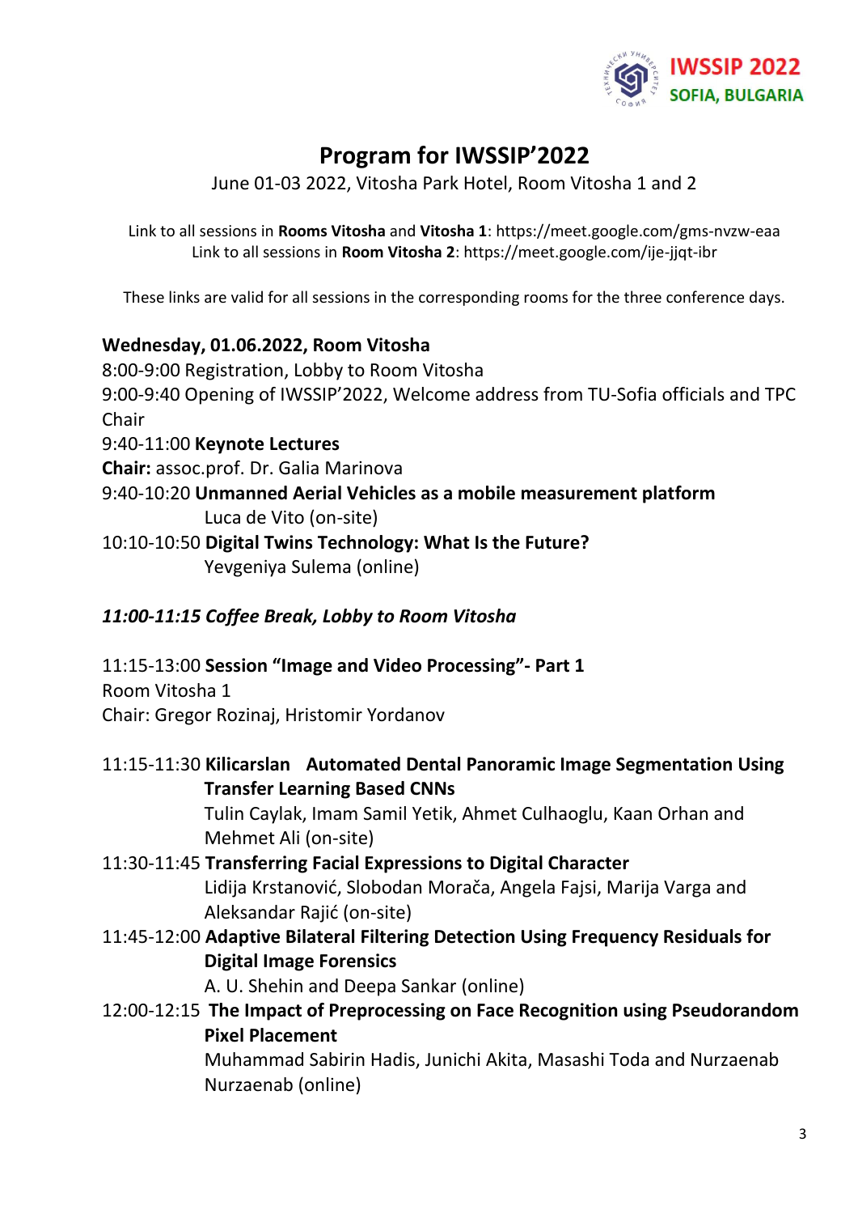# Program for IWSSIP'2022

June 01-03 2022, Vitosha Park Hotel, Room Vitosha 1 and 2

Link to all sessions in **Rooms Vitosha** and **Vitosha 1**: https://meet.google.com/gms-nvzw-eaa
Link to all sessions in **Room Vitosha 2**: https://meet.google.com/ije-jjqt-ibr

These links are valid for all sessions in the corresponding rooms for the three conference days.

**Wednesday, 01.06.2022, Room Vitosha**

8:00-9:00 Registration, Lobby to Room Vitosha

9:00-9:40 Opening of IWSSIP'2022, Welcome address from TU-Sofia officials and TPC Chair

9:40-11:00 **Keynote Lectures**

**Chair:** assoc.prof. Dr. Galia Marinova

9:40-10:20 **Unmanned Aerial Vehicles as a mobile measurement platform**
Luca de Vito (on-site)

10:10-10:50 **Digital Twins Technology: What Is the Future?**
Yevgeniya Sulema (online)

***11:00-11:15 Coffee Break, Lobby to Room Vitosha***

11:15-13:00 **Session "Image and Video Processing"- Part 1**
Room Vitosha 1
Chair: Gregor Rozinaj, Hristomir Yordanov

11:15-11:30 **Kilicarslan Automated Dental Panoramic Image Segmentation Using Transfer Learning Based CNNs**
Tulin Caylak, Imam Samil Yetik, Ahmet Culhaoglu, Kaan Orhan and Mehmet Ali (on-site)

11:30-11:45 **Transferring Facial Expressions to Digital Character**
Lidija Krstanović, Slobodan Morača, Angela Fajsi, Marija Varga and Aleksandar Rajić (on-site)

11:45-12:00 **Adaptive Bilateral Filtering Detection Using Frequency Residuals for Digital Image Forensics**
A. U. Shehin and Deepa Sankar (online)

12:00-12:15 **The Impact of Preprocessing on Face Recognition using Pseudorandom Pixel Placement**
Muhammad Sabirin Hadis, Junichi Akita, Masashi Toda and Nurzaenab Nurzaenab (online)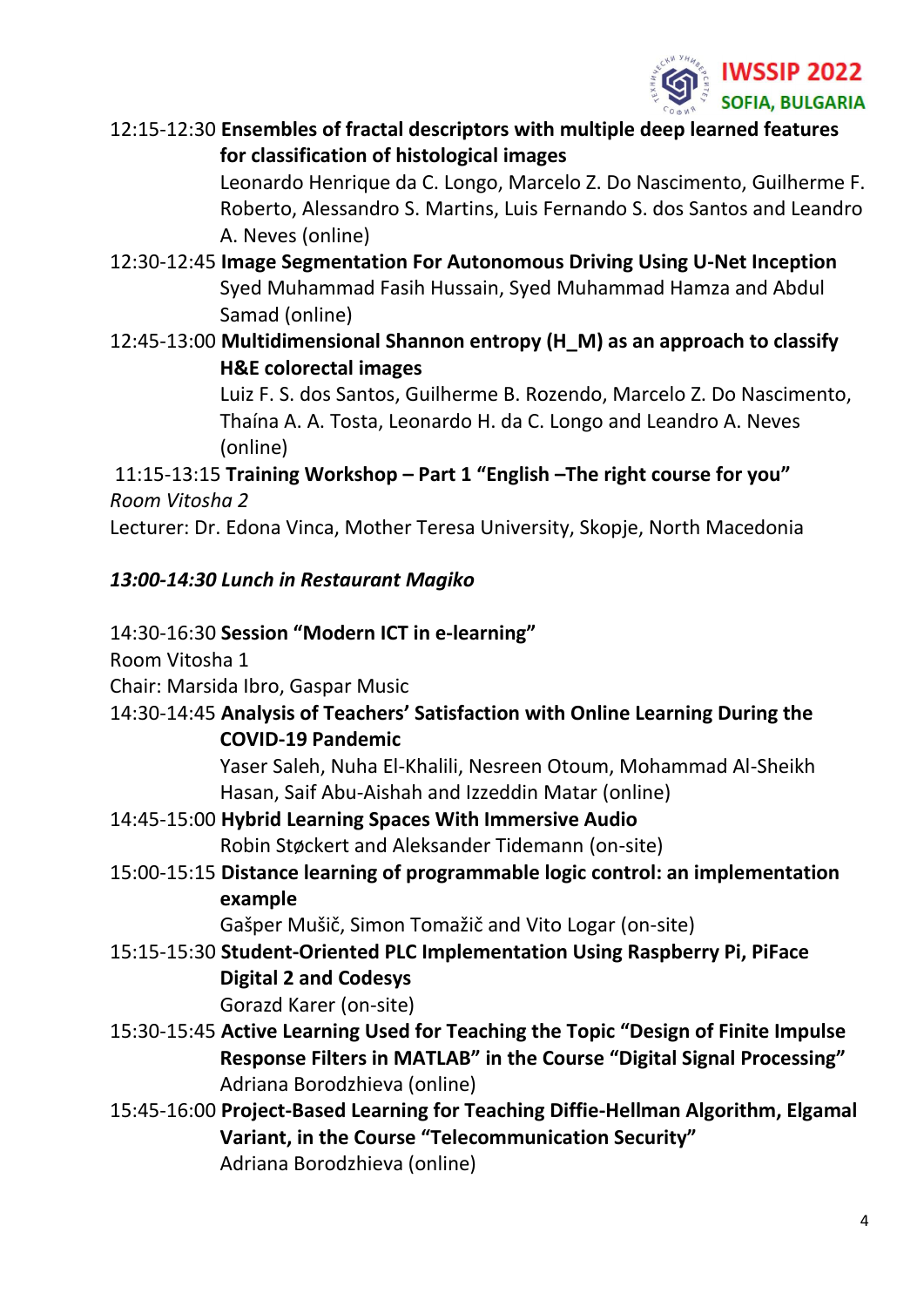12:15-12:30 **Ensembles of fractal descriptors with multiple deep learned features for classification of histological images**
Leonardo Henrique da C. Longo, Marcelo Z. Do Nascimento, Guilherme F. Roberto, Alessandro S. Martins, Luis Fernando S. dos Santos and Leandro A. Neves (online)

12:30-12:45 **Image Segmentation For Autonomous Driving Using U-Net Inception**
Syed Muhammad Fasih Hussain, Syed Muhammad Hamza and Abdul Samad (online)

12:45-13:00 **Multidimensional Shannon entropy (H_M) as an approach to classify H&E colorectal images**
Luiz F. S. dos Santos, Guilherme B. Rozendo, Marcelo Z. Do Nascimento, Thaína A. A. Tosta, Leonardo H. da C. Longo and Leandro A. Neves (online)

11:15-13:15 **Training Workshop – Part 1 "English –The right course for you"**
*Room Vitosha 2*
Lecturer: Dr. Edona Vinca, Mother Teresa University, Skopje, North Macedonia

***13:00-14:30 Lunch in Restaurant Magiko***

14:30-16:30 **Session "Modern ICT in e-learning"**
Room Vitosha 1
Chair: Marsida Ibro, Gaspar Music

14:30-14:45 **Analysis of Teachers' Satisfaction with Online Learning During the COVID-19 Pandemic**
Yaser Saleh, Nuha El-Khalili, Nesreen Otoum, Mohammad Al-Sheikh Hasan, Saif Abu-Aishah and Izzeddin Matar (online)

14:45-15:00 **Hybrid Learning Spaces With Immersive Audio**
Robin Støckert and Aleksander Tidemann (on-site)

15:00-15:15 **Distance learning of programmable logic control: an implementation example**
Gašper Mušič, Simon Tomažič and Vito Logar (on-site)

15:15-15:30 **Student-Oriented PLC Implementation Using Raspberry Pi, PiFace Digital 2 and Codesys**
Gorazd Karer (on-site)

15:30-15:45 **Active Learning Used for Teaching the Topic "Design of Finite Impulse Response Filters in MATLAB" in the Course "Digital Signal Processing"**
Adriana Borodzhieva (online)

15:45-16:00 **Project-Based Learning for Teaching Diffie-Hellman Algorithm, Elgamal Variant, in the Course "Telecommunication Security"**
Adriana Borodzhieva (online)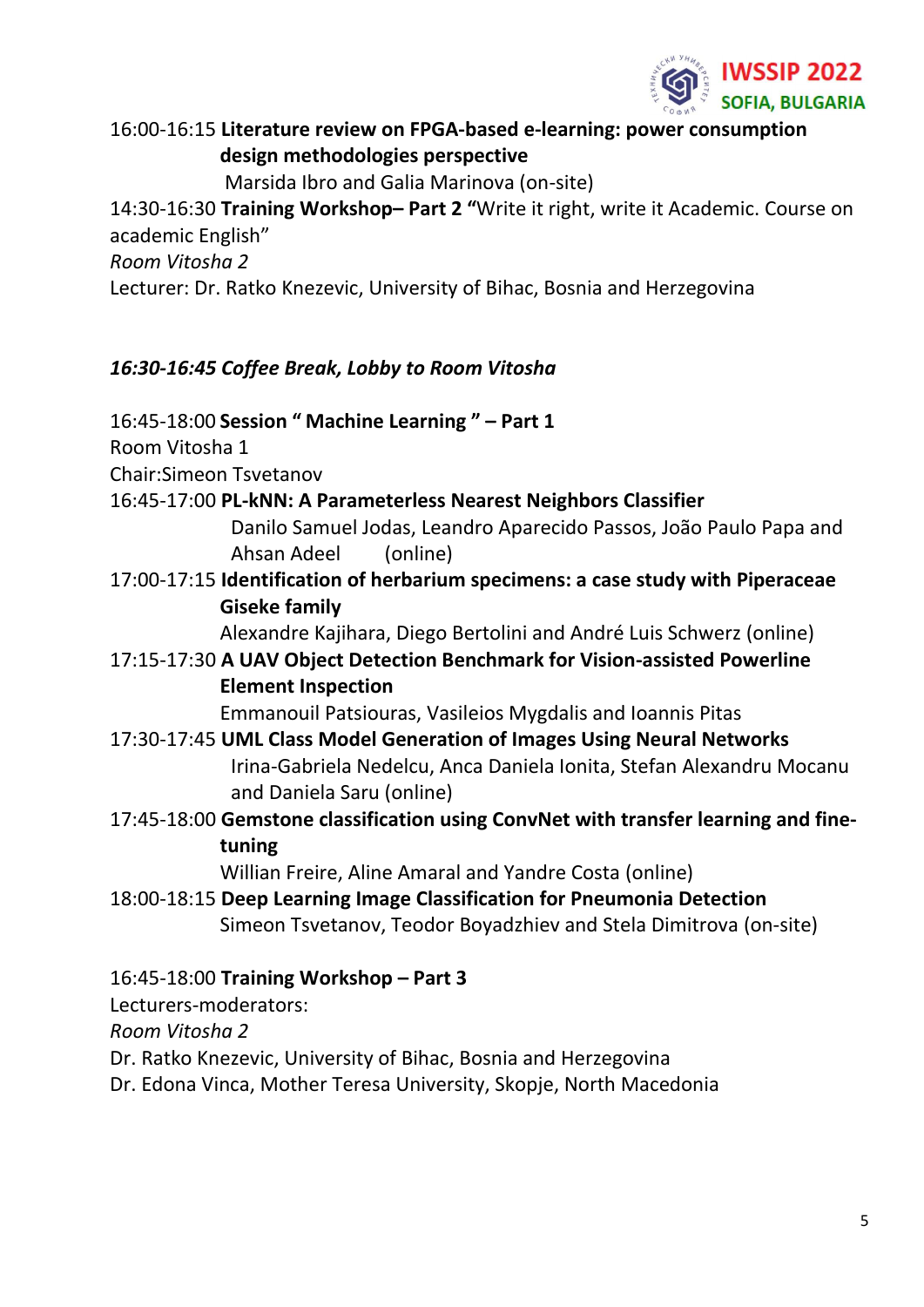16:00-16:15 **Literature review on FPGA-based e-learning: power consumption design methodologies perspective**
Marsida Ibro and Galia Marinova (on-site)

14:30-16:30 **Training Workshop– Part 2 “**Write it right, write it Academic. Course on academic English”
*Room Vitosha 2*
Lecturer: Dr. Ratko Knezevic, University of Bihac, Bosnia and Herzegovina

***16:30-16:45 Coffee Break, Lobby to Room Vitosha***

16:45-18:00 **Session “ Machine Learning ” – Part 1**
Room Vitosha 1
Chair:Simeon Tsvetanov

16:45-17:00 **PL-kNN: A Parameterless Nearest Neighbors Classifier**
Danilo Samuel Jodas, Leandro Aparecido Passos, João Paulo Papa and Ahsan Adeel (online)

17:00-17:15 **Identification of herbarium specimens: a case study with Piperaceae Giseke family**
Alexandre Kajihara, Diego Bertolini and André Luis Schwerz (online)

17:15-17:30 **A UAV Object Detection Benchmark for Vision-assisted Powerline Element Inspection**
Emmanouil Patsiouras, Vasileios Mygdalis and Ioannis Pitas

17:30-17:45 **UML Class Model Generation of Images Using Neural Networks**
Irina-Gabriela Nedelcu, Anca Daniela Ionita, Stefan Alexandru Mocanu and Daniela Saru (online)

17:45-18:00 **Gemstone classification using ConvNet with transfer learning and fine-tuning**
Willian Freire, Aline Amaral and Yandre Costa (online)

18:00-18:15 **Deep Learning Image Classification for Pneumonia Detection**
Simeon Tsvetanov, Teodor Boyadzhiev and Stela Dimitrova (on-site)

16:45-18:00 **Training Workshop – Part 3**
Lecturers-moderators:
*Room Vitosha 2*
Dr. Ratko Knezevic, University of Bihac, Bosnia and Herzegovina
Dr. Edona Vinca, Mother Teresa University, Skopje, North Macedonia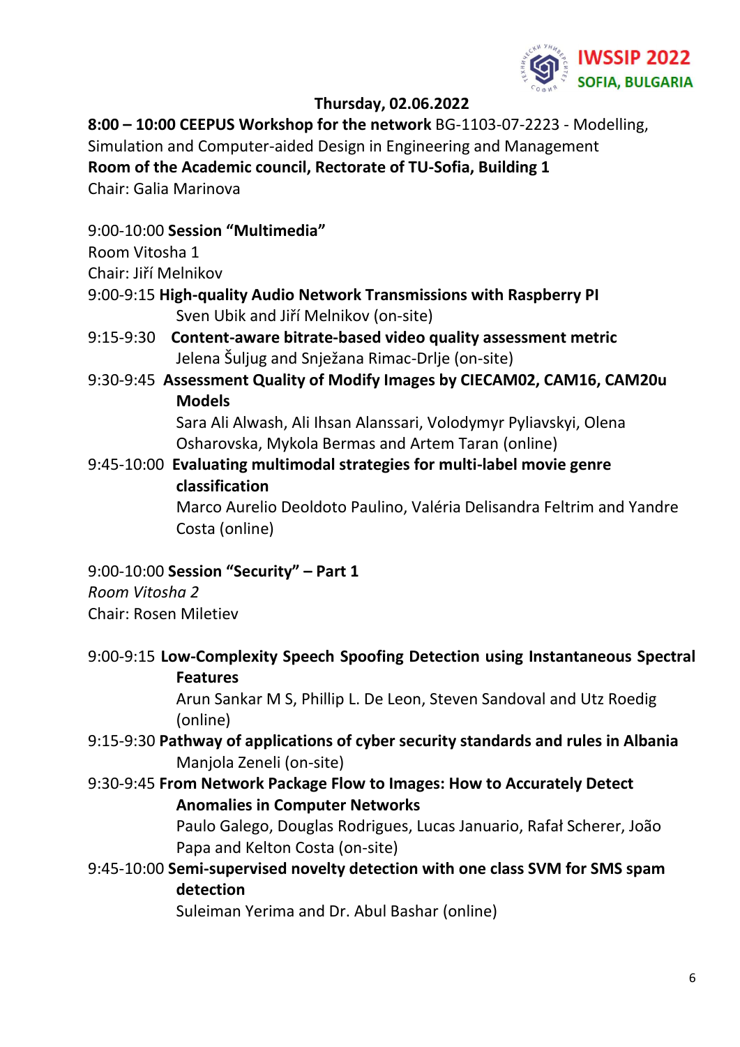### Thursday, 02.06.2022

**8:00 – 10:00 CEEPUS Workshop for the network** BG-1103-07-2223 - Modelling, Simulation and Computer-aided Design in Engineering and Management
**Room of the Academic council, Rectorate of TU-Sofia, Building 1**
Chair: Galia Marinova

9:00-10:00 **Session "Multimedia"**
Room Vitosha 1
Chair: Jiří Melnikov

9:00-9:15 **High-quality Audio Network Transmissions with Raspberry PI**
Sven Ubik and Jiří Melnikov (on-site)

9:15-9:30 **Content-aware bitrate-based video quality assessment metric**
Jelena Šuljug and Snježana Rimac-Drlje (on-site)

9:30-9:45 **Assessment Quality of Modify Images by CIECAM02, CAM16, CAM20u Models**
Sara Ali Alwash, Ali Ihsan Alanssari, Volodymyr Pyliavskyi, Olena Osharovska, Mykola Bermas and Artem Taran (online)

9:45-10:00 **Evaluating multimodal strategies for multi-label movie genre classification**
Marco Aurelio Deoldoto Paulino, Valéria Delisandra Feltrim and Yandre Costa (online)

9:00-10:00 **Session "Security" – Part 1**
*Room Vitosha 2*
Chair: Rosen Miletiev

9:00-9:15 **Low-Complexity Speech Spoofing Detection using Instantaneous Spectral Features**
Arun Sankar M S, Phillip L. De Leon, Steven Sandoval and Utz Roedig (online)

9:15-9:30 **Pathway of applications of cyber security standards and rules in Albania**
Manjola Zeneli (on-site)

9:30-9:45 **From Network Package Flow to Images: How to Accurately Detect Anomalies in Computer Networks**
Paulo Galego, Douglas Rodrigues, Lucas Januario, Rafał Scherer, João Papa and Kelton Costa (on-site)

9:45-10:00 **Semi-supervised novelty detection with one class SVM for SMS spam detection**
Suleiman Yerima and Dr. Abul Bashar (online)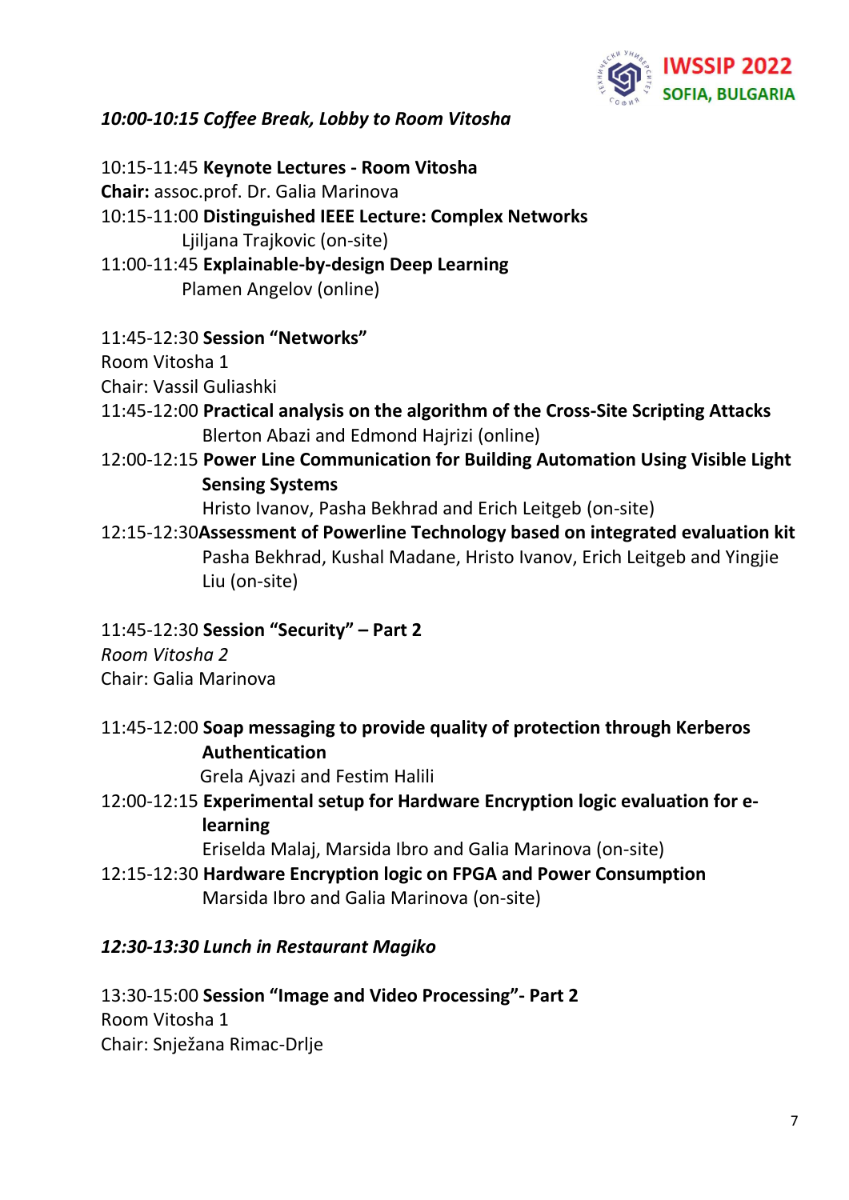*10:00-10:15 Coffee Break, Lobby to Room Vitosha*

10:15-11:45 **Keynote Lectures - Room Vitosha**
**Chair:** assoc.prof. Dr. Galia Marinova
10:15-11:00 **Distinguished IEEE Lecture: Complex Networks**
Ljiljana Trajkovic (on-site)
11:00-11:45 **Explainable-by-design Deep Learning**
Plamen Angelov (online)

11:45-12:30 **Session "Networks"**
Room Vitosha 1
Chair: Vassil Guliashki

11:45-12:00 **Practical analysis on the algorithm of the Cross-Site Scripting Attacks**
Blerton Abazi and Edmond Hajrizi (online)

12:00-12:15 **Power Line Communication for Building Automation Using Visible Light Sensing Systems**
Hristo Ivanov, Pasha Bekhrad and Erich Leitgeb (on-site)

12:15-12:30 **Assessment of Powerline Technology based on integrated evaluation kit**
Pasha Bekhrad, Kushal Madane, Hristo Ivanov, Erich Leitgeb and Yingjie Liu (on-site)

11:45-12:30 **Session "Security" – Part 2**
*Room Vitosha 2*
Chair: Galia Marinova

11:45-12:00 **Soap messaging to provide quality of protection through Kerberos Authentication**
Grela Ajvazi and Festim Halili

12:00-12:15 **Experimental setup for Hardware Encryption logic evaluation for e-learning**
Eriselda Malaj, Marsida Ibro and Galia Marinova (on-site)

12:15-12:30 **Hardware Encryption logic on FPGA and Power Consumption**
Marsida Ibro and Galia Marinova (on-site)

***12:30-13:30 Lunch in Restaurant Magiko***

13:30-15:00 **Session "Image and Video Processing"- Part 2**
Room Vitosha 1
Chair: Snježana Rimac-Drlje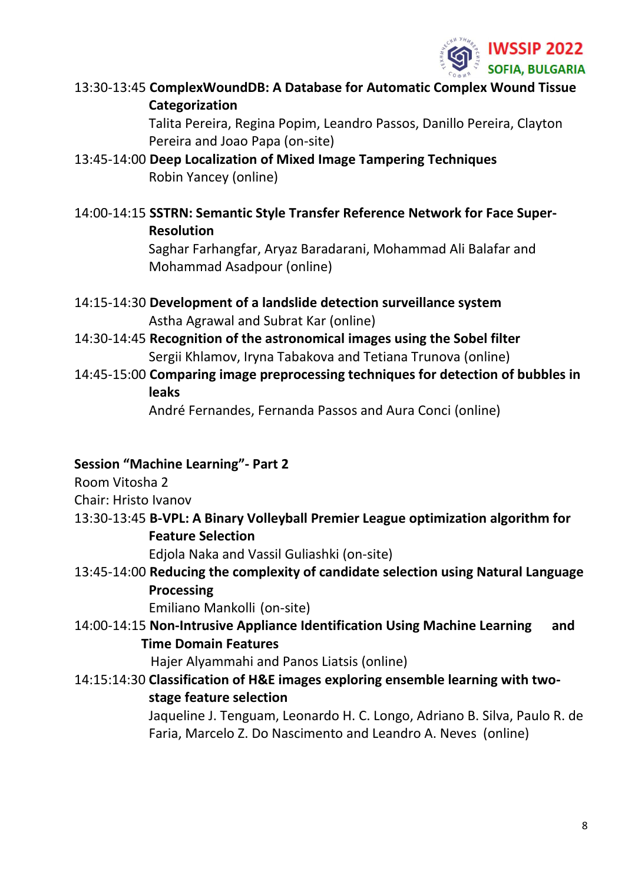13:30-13:45 **ComplexWoundDB: A Database for Automatic Complex Wound Tissue Categorization**
Talita Pereira, Regina Popim, Leandro Passos, Danillo Pereira, Clayton Pereira and Joao Papa (on-site)

13:45-14:00 **Deep Localization of Mixed Image Tampering Techniques**
Robin Yancey (online)

14:00-14:15 **SSTRN: Semantic Style Transfer Reference Network for Face Super-Resolution**
Saghar Farhangfar, Aryaz Baradarani, Mohammad Ali Balafar and Mohammad Asadpour (online)

14:15-14:30 **Development of a landslide detection surveillance system**
Astha Agrawal and Subrat Kar (online)

14:30-14:45 **Recognition of the astronomical images using the Sobel filter**
Sergii Khlamov, Iryna Tabakova and Tetiana Trunova (online)

14:45-15:00 **Comparing image preprocessing techniques for detection of bubbles in leaks**
André Fernandes, Fernanda Passos and Aura Conci (online)

**Session "Machine Learning"- Part 2**

Room Vitosha 2

Chair: Hristo Ivanov

13:30-13:45 **B-VPL: A Binary Volleyball Premier League optimization algorithm for Feature Selection**
Edjola Naka and Vassil Guliashki (on-site)

13:45-14:00 **Reducing the complexity of candidate selection using Natural Language Processing**
Emiliano Mankolli (on-site)

14:00-14:15 **Non-Intrusive Appliance Identification Using Machine Learning and Time Domain Features**
Hajer Alyammahi and Panos Liatsis (online)

14:15:14:30 **Classification of H&E images exploring ensemble learning with two-stage feature selection**
Jaqueline J. Tenguam, Leonardo H. C. Longo, Adriano B. Silva, Paulo R. de Faria, Marcelo Z. Do Nascimento and Leandro A. Neves (online)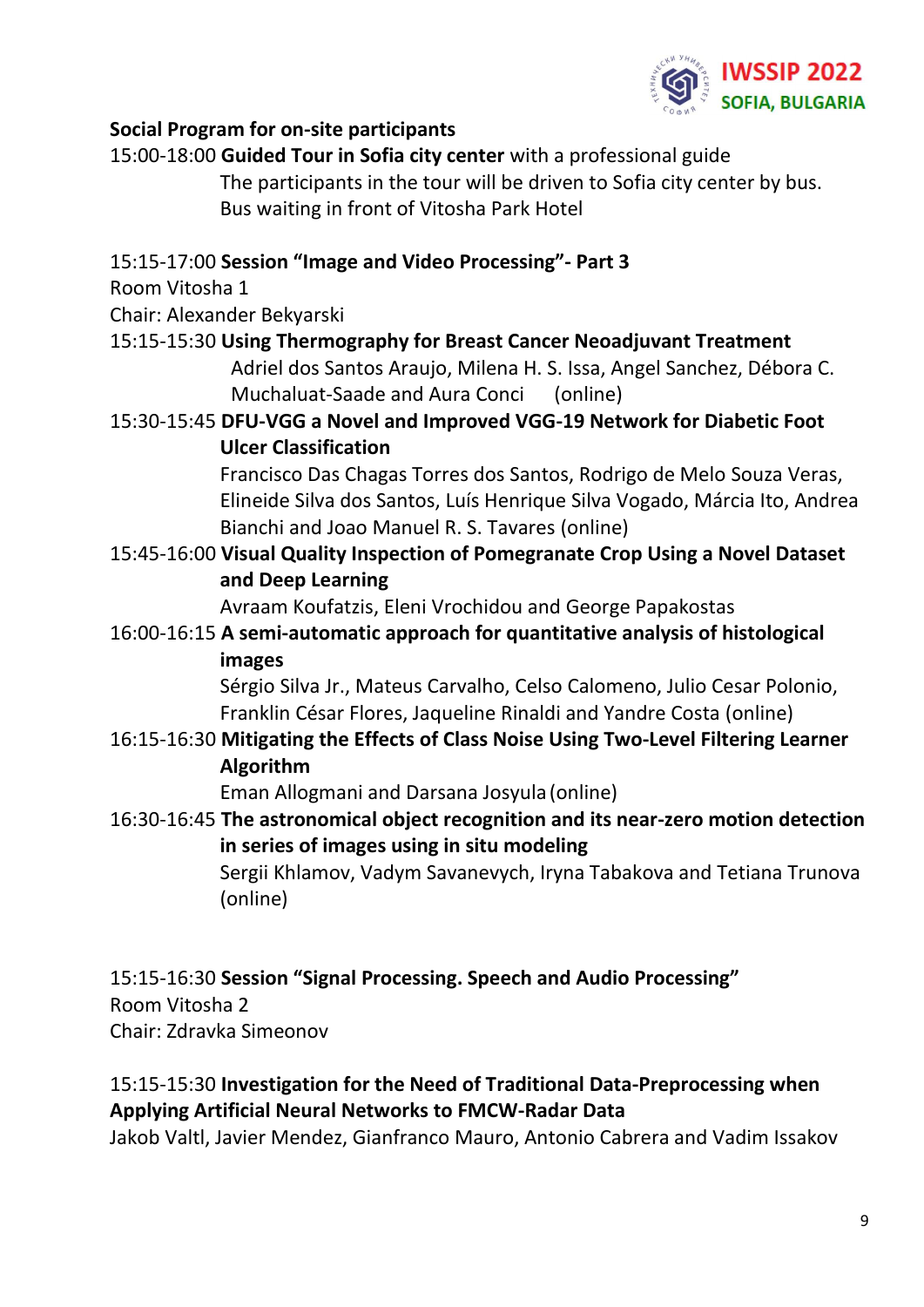**Social Program for on-site participants**

15:00-18:00 **Guided Tour in Sofia city center** with a professional guide
The participants in the tour will be driven to Sofia city center by bus.
Bus waiting in front of Vitosha Park Hotel

15:15-17:00 **Session "Image and Video Processing"- Part 3**
Room Vitosha 1
Chair: Alexander Bekyarski

15:15-15:30 **Using Thermography for Breast Cancer Neoadjuvant Treatment**
Adriel dos Santos Araujo, Milena H. S. Issa, Angel Sanchez, Débora C. Muchaluat-Saade and Aura Conci (online)

15:30-15:45 **DFU-VGG a Novel and Improved VGG-19 Network for Diabetic Foot Ulcer Classification**
Francisco Das Chagas Torres dos Santos, Rodrigo de Melo Souza Veras, Elineide Silva dos Santos, Luís Henrique Silva Vogado, Márcia Ito, Andrea Bianchi and Joao Manuel R. S. Tavares (online)

15:45-16:00 **Visual Quality Inspection of Pomegranate Crop Using a Novel Dataset and Deep Learning**
Avraam Koufatzis, Eleni Vrochidou and George Papakostas

16:00-16:15 **A semi-automatic approach for quantitative analysis of histological images**
Sérgio Silva Jr., Mateus Carvalho, Celso Calomeno, Julio Cesar Polonio, Franklin César Flores, Jaqueline Rinaldi and Yandre Costa (online)

16:15-16:30 **Mitigating the Effects of Class Noise Using Two-Level Filtering Learner Algorithm**
Eman Allogmani and Darsana Josyula (online)

16:30-16:45 **The astronomical object recognition and its near-zero motion detection in series of images using in situ modeling**
Sergii Khlamov, Vadym Savanevych, Iryna Tabakova and Tetiana Trunova (online)

15:15-16:30 **Session "Signal Processing. Speech and Audio Processing"**
Room Vitosha 2
Chair: Zdravka Simeonov

15:15-15:30 **Investigation for the Need of Traditional Data-Preprocessing when Applying Artificial Neural Networks to FMCW-Radar Data**
Jakob Valtl, Javier Mendez, Gianfranco Mauro, Antonio Cabrera and Vadim Issakov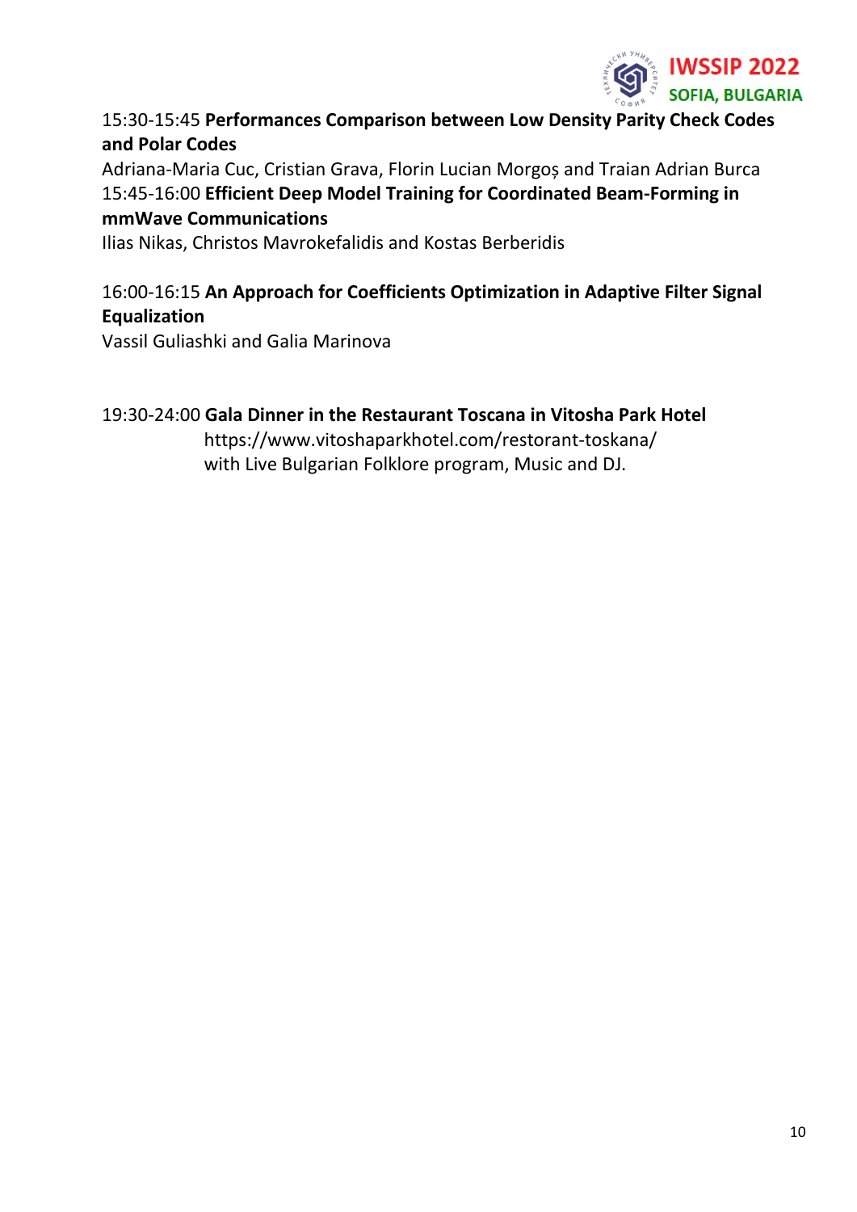15:30-15:45 **Performances Comparison between Low Density Parity Check Codes and Polar Codes**
Adriana-Maria Cuc, Cristian Grava, Florin Lucian Morgoș and Traian Adrian Burca
15:45-16:00 **Efficient Deep Model Training for Coordinated Beam-Forming in mmWave Communications**
Ilias Nikas, Christos Mavrokefalidis and Kostas Berberidis

16:00-16:15 **An Approach for Coefficients Optimization in Adaptive Filter Signal Equalization**
Vassil Guliashki and Galia Marinova

19:30-24:00 **Gala Dinner in the Restaurant Toscana in Vitosha Park Hotel**
https://www.vitoshaparkhotel.com/restorant-toskana/
with Live Bulgarian Folklore program, Music and DJ.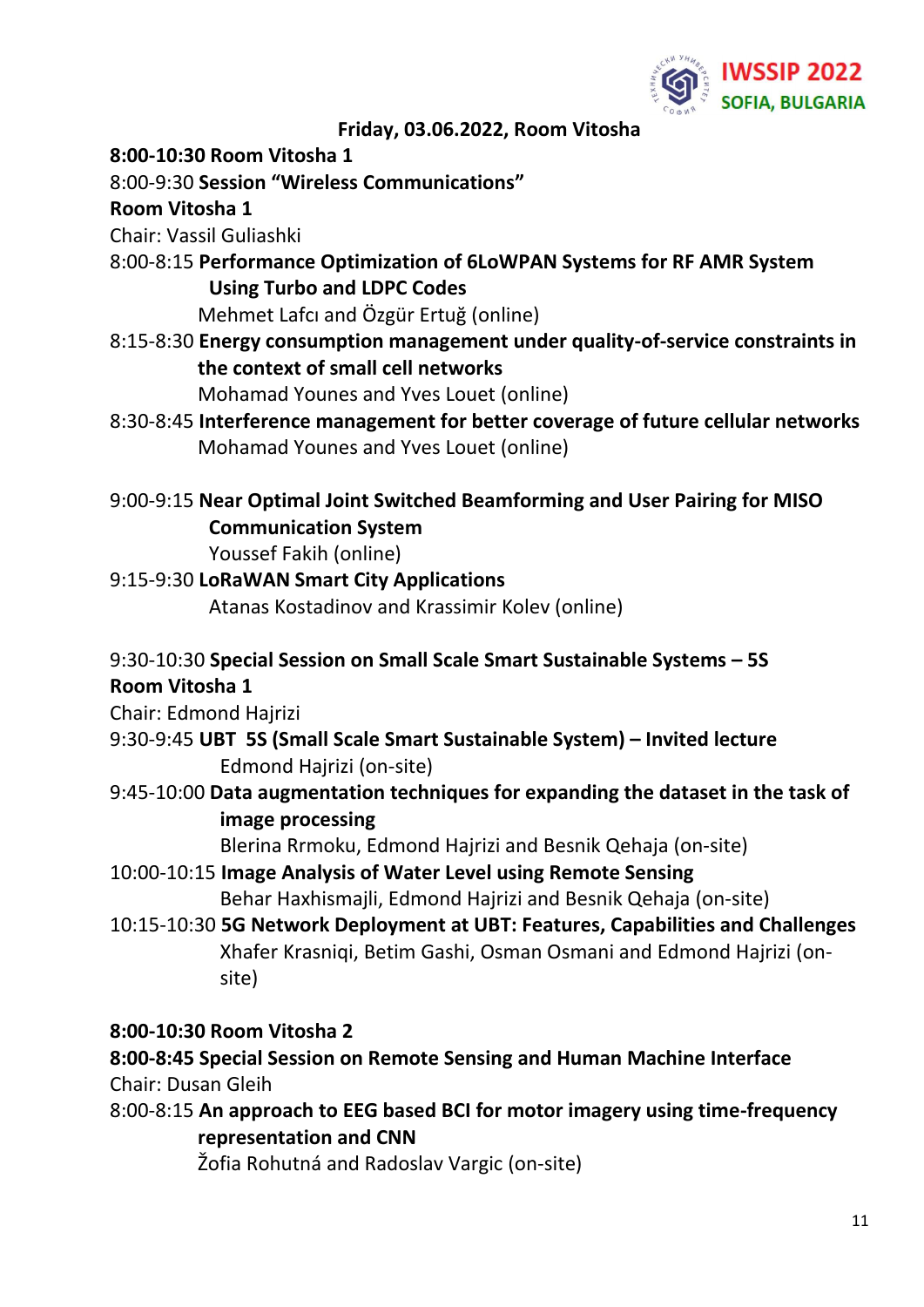**Friday, 03.06.2022, Room Vitosha**

**8:00-10:30 Room Vitosha 1**

8:00-9:30 **Session "Wireless Communications"**

**Room Vitosha 1**

Chair: Vassil Guliashki

8:00-8:15 **Performance Optimization of 6LoWPAN Systems for RF AMR System Using Turbo and LDPC Codes**
Mehmet Lafcı and Özgür Ertuğ (online)

8:15-8:30 **Energy consumption management under quality-of-service constraints in the context of small cell networks**
Mohamad Younes and Yves Louet (online)

8:30-8:45 **Interference management for better coverage of future cellular networks**
Mohamad Younes and Yves Louet (online)

9:00-9:15 **Near Optimal Joint Switched Beamforming and User Pairing for MISO Communication System**
Youssef Fakih (online)

9:15-9:30 **LoRaWAN Smart City Applications**
Atanas Kostadinov and Krassimir Kolev (online)

9:30-10:30 **Special Session on Small Scale Smart Sustainable Systems – 5S**

**Room Vitosha 1**

Chair: Edmond Hajrizi

9:30-9:45 **UBT 5S (Small Scale Smart Sustainable System) – Invited lecture**
Edmond Hajrizi (on-site)

9:45-10:00 **Data augmentation techniques for expanding the dataset in the task of image processing**
Blerina Rrmoku, Edmond Hajrizi and Besnik Qehaja (on-site)

10:00-10:15 **Image Analysis of Water Level using Remote Sensing**
Behar Haxhismajli, Edmond Hajrizi and Besnik Qehaja (on-site)

10:15-10:30 **5G Network Deployment at UBT: Features, Capabilities and Challenges**
Xhafer Krasniqi, Betim Gashi, Osman Osmani and Edmond Hajrizi (on-site)

**8:00-10:30 Room Vitosha 2**

**8:00-8:45 Special Session on Remote Sensing and Human Machine Interface**

Chair: Dusan Gleih

8:00-8:15 **An approach to EEG based BCI for motor imagery using time-frequency representation and CNN**
Žofia Rohutná and Radoslav Vargic (on-site)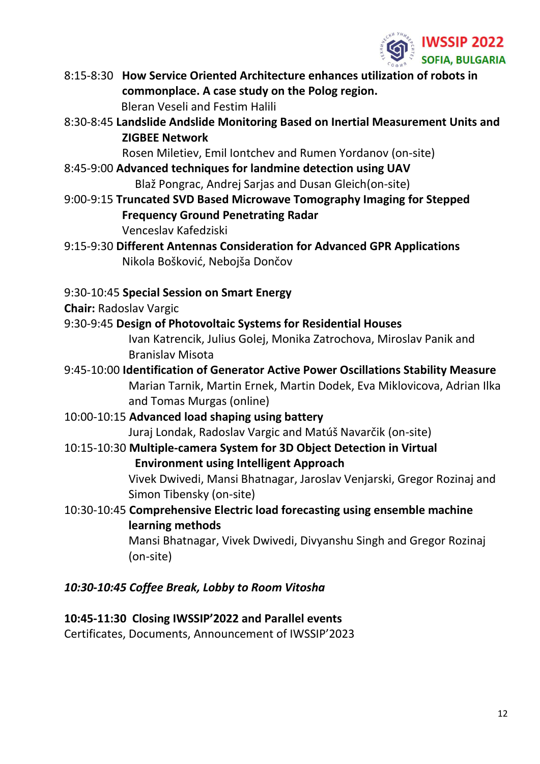8:15-8:30 **How Service Oriented Architecture enhances utilization of robots in commonplace. A case study on the Polog region.**
Bleran Veseli and Festim Halili

8:30-8:45 **Landslide Andslide Monitoring Based on Inertial Measurement Units and ZIGBEE Network**
Rosen Miletiev, Emil Iontchev and Rumen Yordanov (on-site)

8:45-9:00 **Advanced techniques for landmine detection using UAV**
Blaž Pongrac, Andrej Sarjas and Dusan Gleich(on-site)

9:00-9:15 **Truncated SVD Based Microwave Tomography Imaging for Stepped Frequency Ground Penetrating Radar**
Venceslav Kafedziski

9:15-9:30 **Different Antennas Consideration for Advanced GPR Applications**
Nikola Bošković, Nebojša Dončov

9:30-10:45 **Special Session on Smart Energy**

**Chair:** Radoslav Vargic

9:30-9:45 **Design of Photovoltaic Systems for Residential Houses**
Ivan Katrencik, Julius Golej, Monika Zatrochova, Miroslav Panik and Branislav Misota

9:45-10:00 **Identification of Generator Active Power Oscillations Stability Measure**
Marian Tarnik, Martin Ernek, Martin Dodek, Eva Miklovicova, Adrian Ilka and Tomas Murgas (online)

10:00-10:15 **Advanced load shaping using battery**
Juraj Londak, Radoslav Vargic and Matúš Navarčik (on-site)

10:15-10:30 **Multiple-camera System for 3D Object Detection in Virtual Environment using Intelligent Approach**
Vivek Dwivedi, Mansi Bhatnagar, Jaroslav Venjarski, Gregor Rozinaj and Simon Tibensky (on-site)

10:30-10:45 **Comprehensive Electric load forecasting using ensemble machine learning methods**
Mansi Bhatnagar, Vivek Dwivedi, Divyanshu Singh and Gregor Rozinaj (on-site)

***10:30-10:45 Coffee Break, Lobby to Room Vitosha***

**10:45-11:30 Closing IWSSIP'2022 and Parallel events**

Certificates, Documents, Announcement of IWSSIP'2023